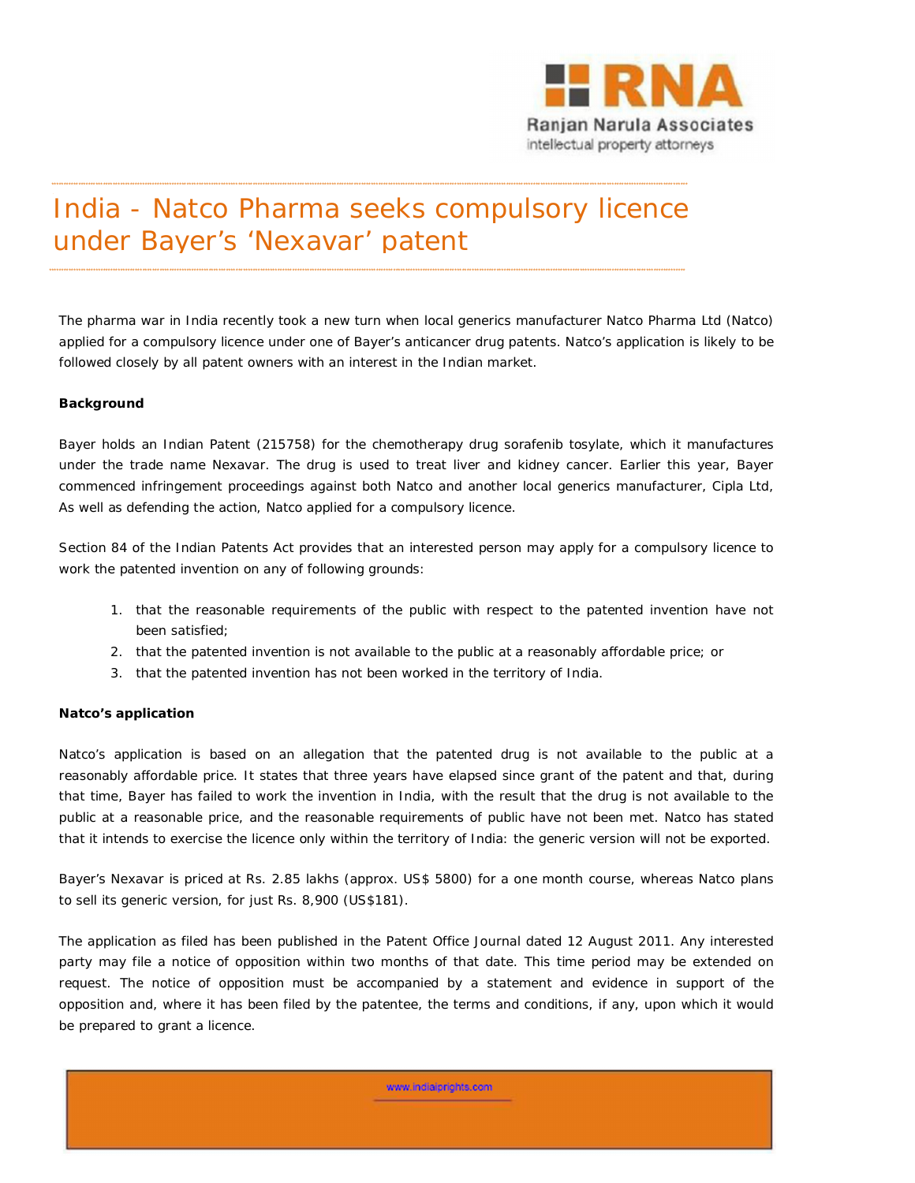# India - Natco Pharma seeks compulsory licence under Bayer's 'Nexavar' patent

The pharma war in India recently took a new turn when local generics manufacturer Natco Pharma Ltd (Natco) applied for a compulsory licence under one of Bayer's anticancer drug patents. Natco's application is likely to be followed closely by all patent owners with an interest in the Indian market.

**Background**

Bayer holds an Indian Patent (215758) for the chemotherapy drug sorafenib tosylate, which it manufactures under the trade name Nexavar. The drug is used to treat liver and kidney cancer. Earlier this year, Bayer commenced infringement proceedings against both Natco and another local generics manufacturer, Cipla Ltd, As well as defending the action, Natco applied for a compulsory licence.

Section 84 of the Indian Patents Act provides that an interested person may apply for a compulsory licence to work the patented invention on any of following grounds:

1. that the reasonable requirements of the public with respect to the patented invention have not been satisfied;
2. that the patented invention is not available to the public at a reasonably affordable price; or
3. that the patented invention has not been worked in the territory of India.

**Natco's application**

Natco's application is based on an allegation that the patented drug is not available to the public at a reasonably affordable price. It states that three years have elapsed since grant of the patent and that, during that time, Bayer has failed to work the invention in India, with the result that the drug is not available to the public at a reasonable price, and the reasonable requirements of public have not been met. Natco has stated that it intends to exercise the licence only within the territory of India: the generic version will not be exported.

Bayer's Nexavar is priced at Rs. 2.85 lakhs (approx. US$ 5800) for a one month course, whereas Natco plans to sell its generic version, for just Rs. 8,900 (US$181).

The application as filed has been published in the Patent Office Journal dated 12 August 2011. Any interested party may file a notice of opposition within two months of that date. This time period may be extended on request. The notice of opposition must be accompanied by a statement and evidence in support of the opposition and, where it has been filed by the patentee, the terms and conditions, if any, upon which it would be prepared to grant a licence.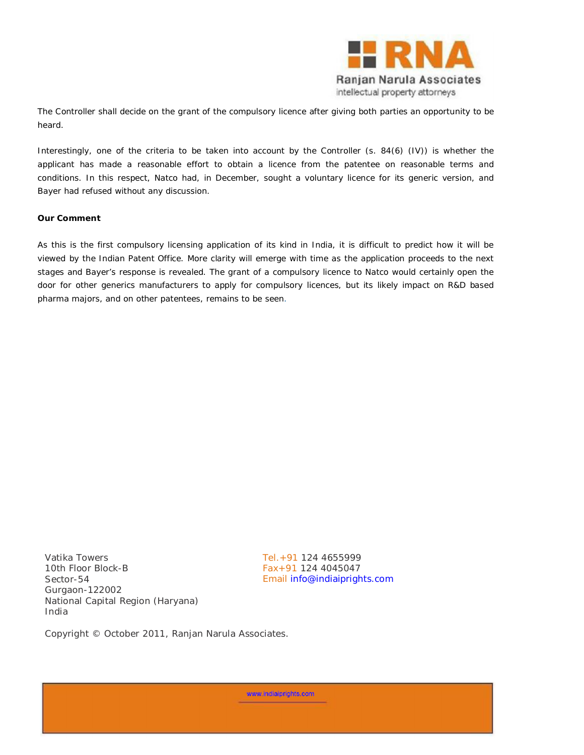The Controller shall decide on the grant of the compulsory licence after giving both parties an opportunity to be heard.

Interestingly, one of the criteria to be taken into account by the Controller (s. 84(6) (IV)) is whether the applicant has made a reasonable effort to obtain a licence from the patentee on reasonable terms and conditions. In this respect, Natco had, in December, sought a voluntary licence for its generic version, and Bayer had refused without any discussion.

**Our Comment**

As this is the first compulsory licensing application of its kind in India, it is difficult to predict how it will be viewed by the Indian Patent Office. More clarity will emerge with time as the application proceeds to the next stages and Bayer's response is revealed. The grant of a compulsory licence to Natco would certainly open the door for other generics manufacturers to apply for compulsory licences, but its likely impact on R&D based pharma majors, and on other patentees, remains to be seen.

Vatika Towers
10th Floor Block-B
Sector-54
Gurgaon-122002
National Capital Region (Haryana)
India

Tel.+91 124 4655999
Fax+91 124 4045047
Email info@indiaiprights.com

Copyright © October 2011, Ranjan Narula Associates.

www.indiaiprights.com